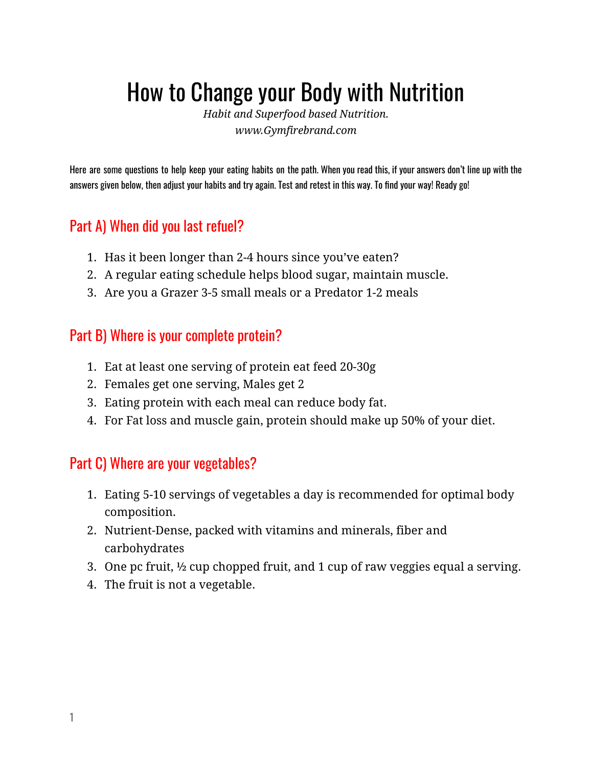# How to Change your Body with Nutrition

*Habit and Superfood based Nutrition.*
*www.Gymfirebrand.com*

Here are some questions to help keep your eating habits on the path. When you read this, if your answers don't line up with the answers given below, then adjust your habits and try again. Test and retest in this way. To find your way! Ready go!

## Part A) When did you last refuel?

1. Has it been longer than 2-4 hours since you've eaten?
2. A regular eating schedule helps blood sugar, maintain muscle.
3. Are you a Grazer 3-5 small meals or a Predator 1-2 meals

## Part B) Where is your complete protein?

1. Eat at least one serving of protein eat feed 20-30g
2. Females get one serving, Males get 2
3. Eating protein with each meal can reduce body fat.
4. For Fat loss and muscle gain, protein should make up 50% of your diet.

## Part C) Where are your vegetables?

1. Eating 5-10 servings of vegetables a day is recommended for optimal body composition.
2. Nutrient-Dense, packed with vitamins and minerals, fiber and carbohydrates
3. One pc fruit, ½ cup chopped fruit, and 1 cup of raw veggies equal a serving.
4. The fruit is not a vegetable.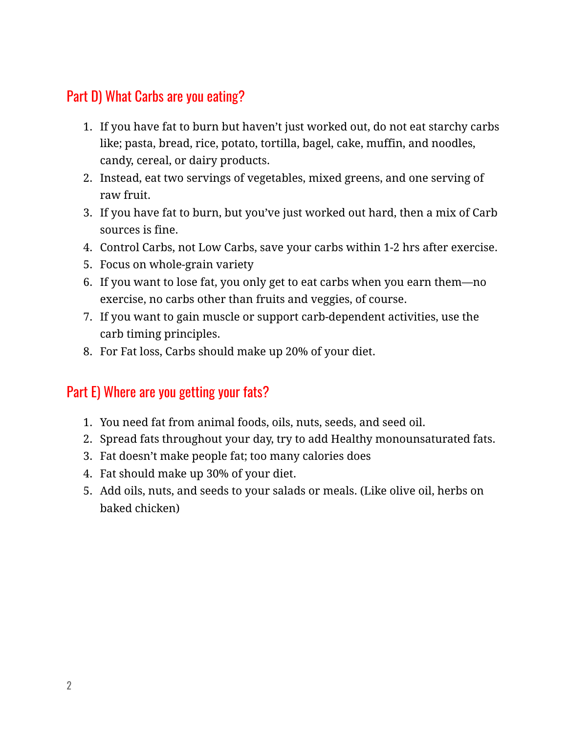## Part D) What Carbs are you eating?

1. If you have fat to burn but haven't just worked out, do not eat starchy carbs like; pasta, bread, rice, potato, tortilla, bagel, cake, muffin, and noodles, candy, cereal, or dairy products.
2. Instead, eat two servings of vegetables, mixed greens, and one serving of raw fruit.
3. If you have fat to burn, but you've just worked out hard, then a mix of Carb sources is fine.
4. Control Carbs, not Low Carbs, save your carbs within 1-2 hrs after exercise.
5. Focus on whole-grain variety
6. If you want to lose fat, you only get to eat carbs when you earn them—no exercise, no carbs other than fruits and veggies, of course.
7. If you want to gain muscle or support carb-dependent activities, use the carb timing principles.
8. For Fat loss, Carbs should make up 20% of your diet.

## Part E) Where are you getting your fats?

1. You need fat from animal foods, oils, nuts, seeds, and seed oil.
2. Spread fats throughout your day, try to add Healthy monounsaturated fats.
3. Fat doesn't make people fat; too many calories does
4. Fat should make up 30% of your diet.
5. Add oils, nuts, and seeds to your salads or meals. (Like olive oil, herbs on baked chicken)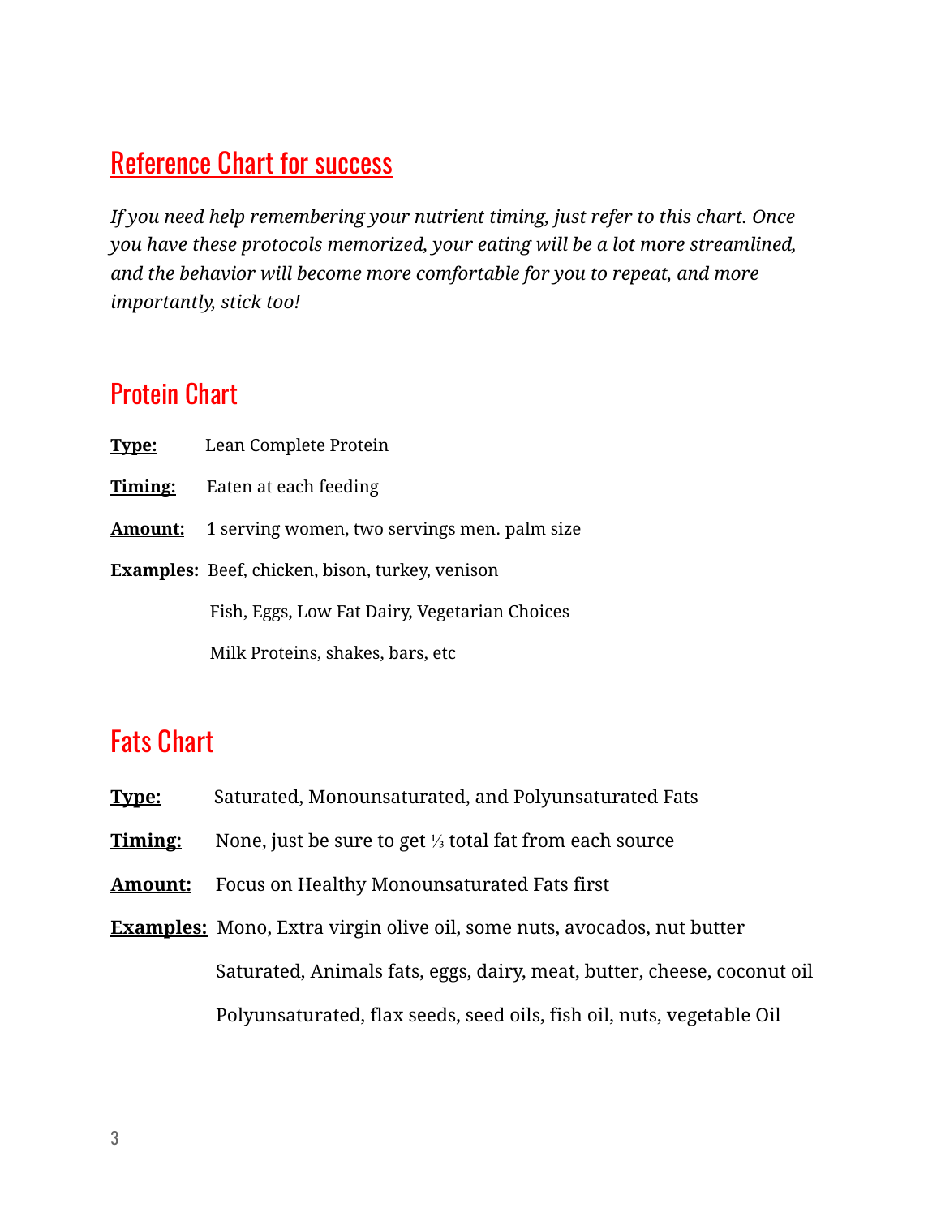## Reference Chart for success

*If you need help remembering your nutrient timing, just refer to this chart. Once you have these protocols memorized, your eating will be a lot more streamlined, and the behavior will become more comfortable for you to repeat, and more importantly, stick too!*

### Protein Chart

**Type:** Lean Complete Protein

**Timing:** Eaten at each feeding

**Amount:** 1 serving women, two servings men. palm size

**Examples:** Beef, chicken, bison, turkey, venison

Fish, Eggs, Low Fat Dairy, Vegetarian Choices

Milk Proteins, shakes, bars, etc

### Fats Chart

**Type:** Saturated, Monounsaturated, and Polyunsaturated Fats

**Timing:** None, just be sure to get ⅓ total fat from each source

**Amount:** Focus on Healthy Monounsaturated Fats first

**Examples:** Mono, Extra virgin olive oil, some nuts, avocados, nut butter

Saturated, Animals fats, eggs, dairy, meat, butter, cheese, coconut oil

Polyunsaturated, flax seeds, seed oils, fish oil, nuts, vegetable Oil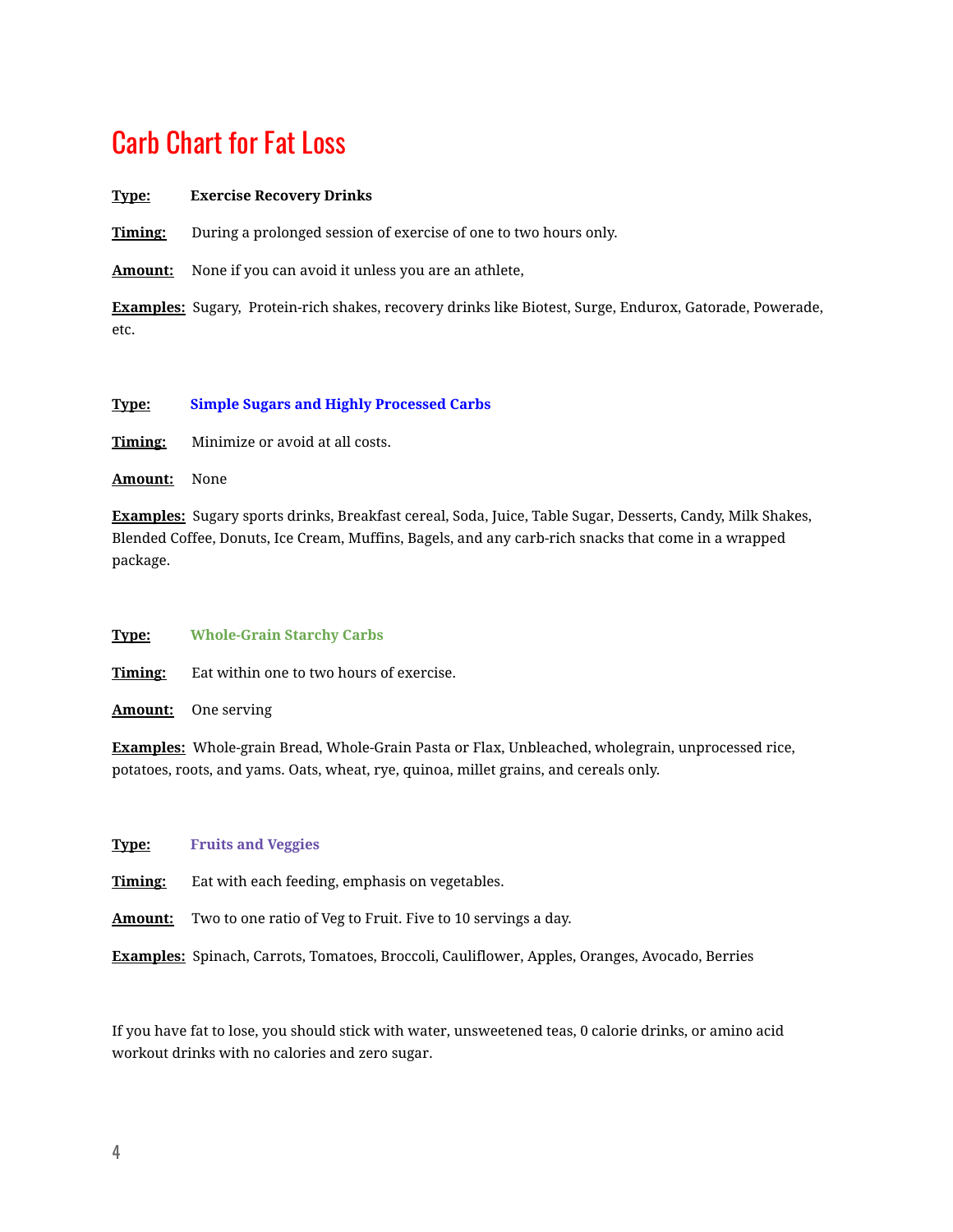# Carb Chart for Fat Loss

**Type:** **Exercise Recovery Drinks**

**Timing:** During a prolonged session of exercise of one to two hours only.

**Amount:** None if you can avoid it unless you are an athlete,

**Examples:** Sugary, Protein-rich shakes, recovery drinks like Biotest, Surge, Endurox, Gatorade, Powerade, etc.

**Type:** **Simple Sugars and Highly Processed Carbs**

**Timing:** Minimize or avoid at all costs.

**Amount:** None

**Examples:** Sugary sports drinks, Breakfast cereal, Soda, Juice, Table Sugar, Desserts, Candy, Milk Shakes, Blended Coffee, Donuts, Ice Cream, Muffins, Bagels, and any carb-rich snacks that come in a wrapped package.

**Type:** **Whole-Grain Starchy Carbs**

**Timing:** Eat within one to two hours of exercise.

**Amount:** One serving

**Examples:** Whole-grain Bread, Whole-Grain Pasta or Flax, Unbleached, wholegrain, unprocessed rice, potatoes, roots, and yams. Oats, wheat, rye, quinoa, millet grains, and cereals only.

**Type:** **Fruits and Veggies**

**Timing:** Eat with each feeding, emphasis on vegetables.

**Amount:** Two to one ratio of Veg to Fruit. Five to 10 servings a day.

**Examples:** Spinach, Carrots, Tomatoes, Broccoli, Cauliflower, Apples, Oranges, Avocado, Berries

If you have fat to lose, you should stick with water, unsweetened teas, 0 calorie drinks, or amino acid workout drinks with no calories and zero sugar.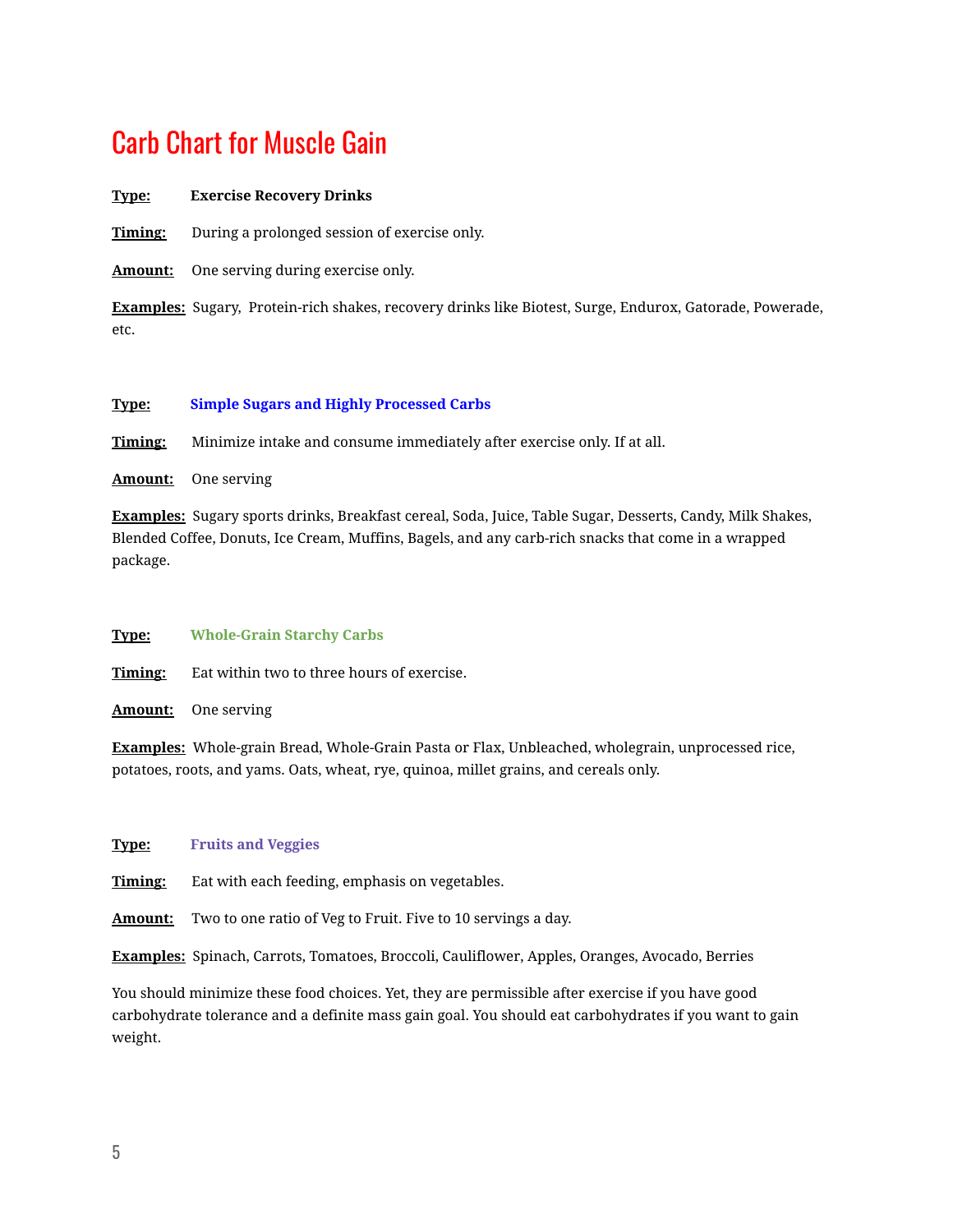# Carb Chart for Muscle Gain

**Type:** **Exercise Recovery Drinks**

**Timing:** During a prolonged session of exercise only.

**Amount:** One serving during exercise only.

**Examples:** Sugary, Protein-rich shakes, recovery drinks like Biotest, Surge, Endurox, Gatorade, Powerade, etc.

**Type:** **Simple Sugars and Highly Processed Carbs**

**Timing:** Minimize intake and consume immediately after exercise only. If at all.

**Amount:** One serving

**Examples:** Sugary sports drinks, Breakfast cereal, Soda, Juice, Table Sugar, Desserts, Candy, Milk Shakes, Blended Coffee, Donuts, Ice Cream, Muffins, Bagels, and any carb-rich snacks that come in a wrapped package.

**Type:** **Whole-Grain Starchy Carbs**

**Timing:** Eat within two to three hours of exercise.

**Amount:** One serving

**Examples:** Whole-grain Bread, Whole-Grain Pasta or Flax, Unbleached, wholegrain, unprocessed rice, potatoes, roots, and yams. Oats, wheat, rye, quinoa, millet grains, and cereals only.

**Type:** **Fruits and Veggies**

**Timing:** Eat with each feeding, emphasis on vegetables.

**Amount:** Two to one ratio of Veg to Fruit. Five to 10 servings a day.

**Examples:** Spinach, Carrots, Tomatoes, Broccoli, Cauliflower, Apples, Oranges, Avocado, Berries

You should minimize these food choices. Yet, they are permissible after exercise if you have good carbohydrate tolerance and a definite mass gain goal. You should eat carbohydrates if you want to gain weight.